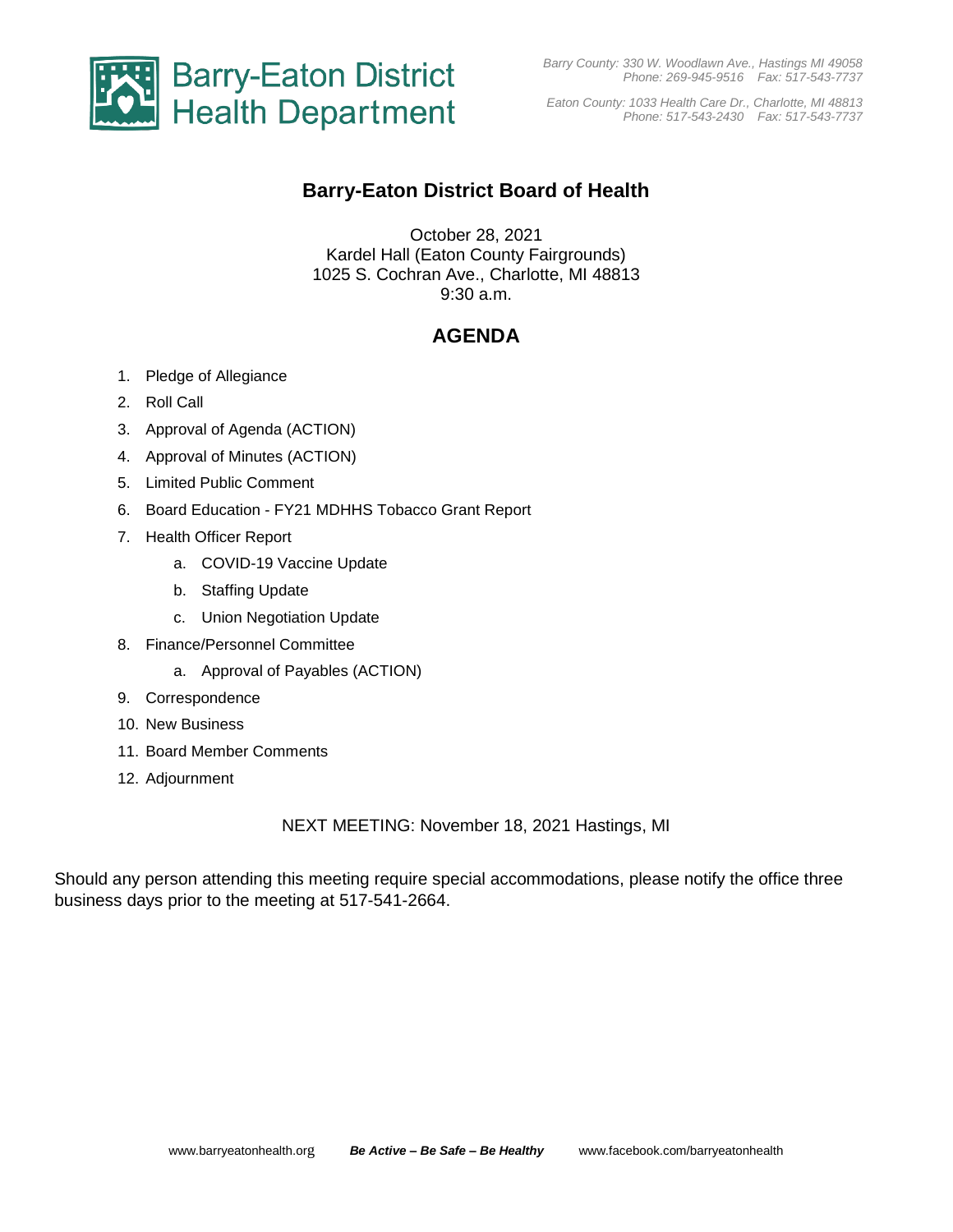Barry-Eaton District Health Department

*Barry County: 330 W. Woodlawn Ave., Hastings MI 49058*
*Phone: 269-945-9516  Fax: 517-543-7737*

*Eaton County: 1033 Health Care Dr., Charlotte, MI 48813*
*Phone: 517-543-2430  Fax: 517-543-7737*

# Barry-Eaton District Board of Health

October 28, 2021
Kardel Hall (Eaton County Fairgrounds)
1025 S. Cochran Ave., Charlotte, MI 48813
9:30 a.m.

## AGENDA

1. Pledge of Allegiance
2. Roll Call
3. Approval of Agenda (ACTION)
4. Approval of Minutes (ACTION)
5. Limited Public Comment
6. Board Education - FY21 MDHHS Tobacco Grant Report
7. Health Officer Report
   a. COVID-19 Vaccine Update
   b. Staffing Update
   c. Union Negotiation Update
8. Finance/Personnel Committee
   a. Approval of Payables (ACTION)
9. Correspondence
10. New Business
11. Board Member Comments
12. Adjournment

NEXT MEETING: November 18, 2021 Hastings, MI

Should any person attending this meeting require special accommodations, please notify the office three business days prior to the meeting at 517-541-2664.

www.barryeatonhealth.org  ***Be Active – Be Safe – Be Healthy***  www.facebook.com/barryeatonhealth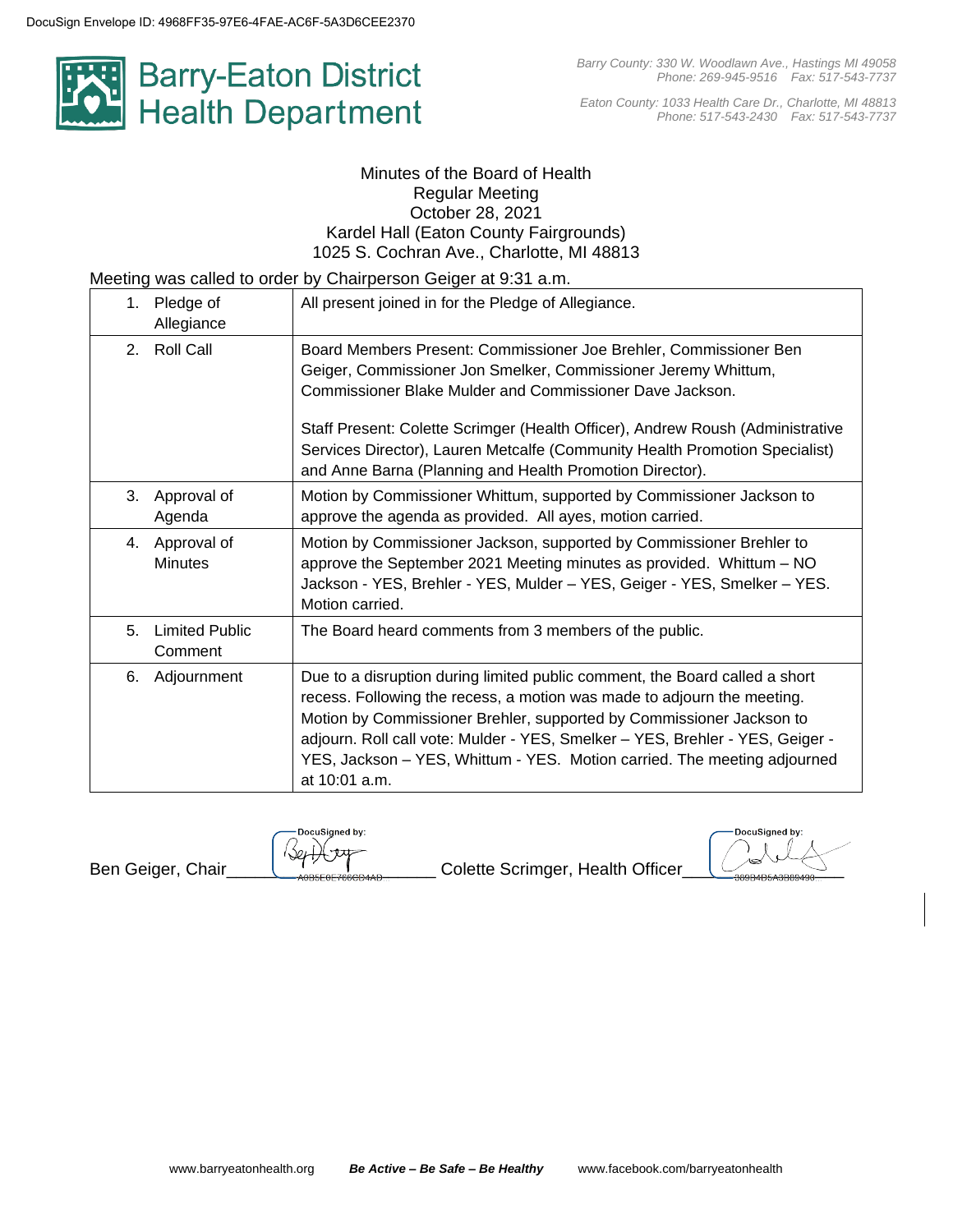DocuSign Envelope ID: 4968FF35-97E6-4FAE-AC6F-5A3D6CEE2370

# Barry-Eaton District Health Department

*Barry County: 330 W. Woodlawn Ave., Hastings MI 49058*
*Phone: 269-945-9516 Fax: 517-543-7737*

*Eaton County: 1033 Health Care Dr., Charlotte, MI 48813*
*Phone: 517-543-2430 Fax: 517-543-7737*

Minutes of the Board of Health
Regular Meeting
October 28, 2021
Kardel Hall (Eaton County Fairgrounds)
1025 S. Cochran Ave., Charlotte, MI 48813

Meeting was called to order by Chairperson Geiger at 9:31 a.m.

| | |
|---|---|
| 1. Pledge of Allegiance | All present joined in for the Pledge of Allegiance. |
| 2. Roll Call | Board Members Present: Commissioner Joe Brehler, Commissioner Ben Geiger, Commissioner Jon Smelker, Commissioner Jeremy Whittum, Commissioner Blake Mulder and Commissioner Dave Jackson.<br><br>Staff Present: Colette Scrimger (Health Officer), Andrew Roush (Administrative Services Director), Lauren Metcalfe (Community Health Promotion Specialist) and Anne Barna (Planning and Health Promotion Director). |
| 3. Approval of Agenda | Motion by Commissioner Whittum, supported by Commissioner Jackson to approve the agenda as provided. All ayes, motion carried. |
| 4. Approval of Minutes | Motion by Commissioner Jackson, supported by Commissioner Brehler to approve the September 2021 Meeting minutes as provided. Whittum – NO Jackson - YES, Brehler - YES, Mulder – YES, Geiger - YES, Smelker – YES. Motion carried. |
| 5. Limited Public Comment | The Board heard comments from 3 members of the public. |
| 6. Adjournment | Due to a disruption during limited public comment, the Board called a short recess. Following the recess, a motion was made to adjourn the meeting. Motion by Commissioner Brehler, supported by Commissioner Jackson to adjourn. Roll call vote: Mulder - YES, Smelker – YES, Brehler - YES, Geiger - YES, Jackson – YES, Whittum - YES. Motion carried. The meeting adjourned at 10:01 a.m. |

Ben Geiger, Chair ____ (DocuSigned by: A0B5E0E766CD4AD...) ____ Colette Scrimger, Health Officer ____ (DocuSigned by: 369B4B5A3B89490...) ____

www.barryeatonhealth.org ***Be Active – Be Safe – Be Healthy*** www.facebook.com/barryeatonhealth